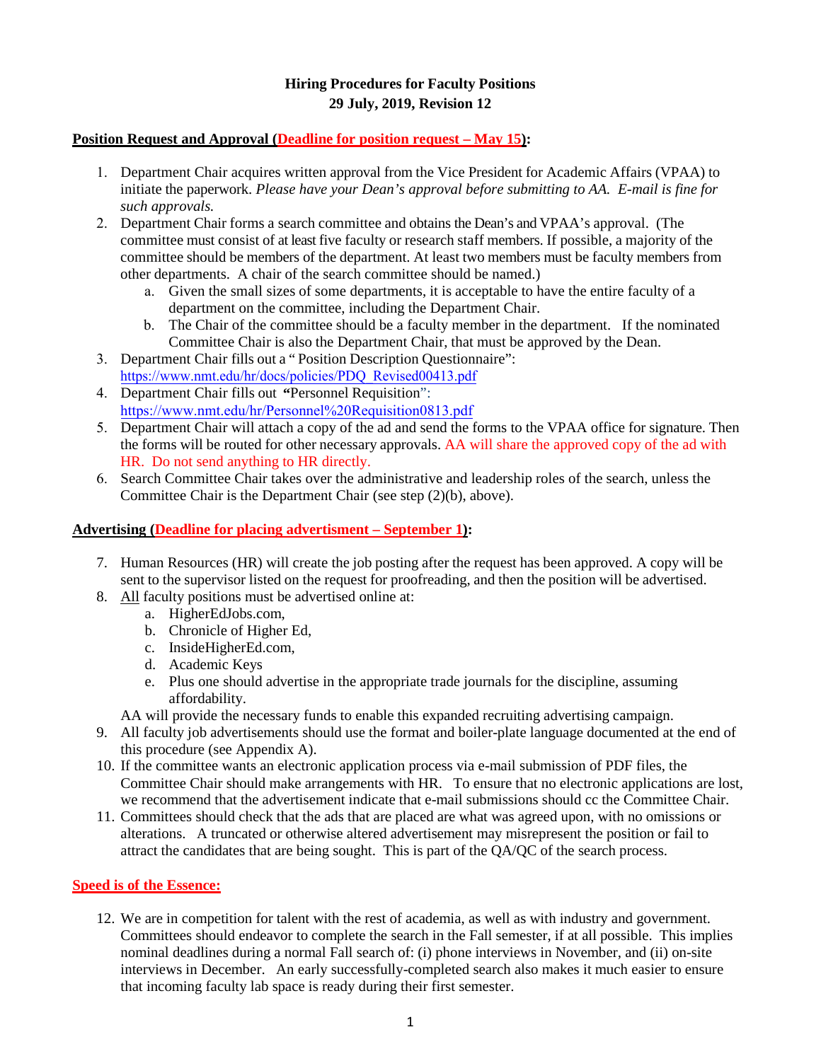**Hiring Procedures for Faculty Positions**
**29 July, 2019, Revision 12**

**Position Request and Approval (Deadline for position request – May 15):**

1. Department Chair acquires written approval from the Vice President for Academic Affairs (VPAA) to initiate the paperwork. *Please have your Dean's approval before submitting to AA. E-mail is fine for such approvals.*
2. Department Chair forms a search committee and obtains the Dean's and VPAA's approval. (The committee must consist of at least five faculty or research staff members. If possible, a majority of the committee should be members of the department. At least two members must be faculty members from other departments. A chair of the search committee should be named.)
   a. Given the small sizes of some departments, it is acceptable to have the entire faculty of a department on the committee, including the Department Chair.
   b. The Chair of the committee should be a faculty member in the department. If the nominated Committee Chair is also the Department Chair, that must be approved by the Dean.
3. Department Chair fills out a " Position Description Questionnaire": https://www.nmt.edu/hr/docs/policies/PDQ_Revised00413.pdf
4. Department Chair fills out **"**Personnel Requisition": https://www.nmt.edu/hr/Personnel%20Requisition0813.pdf
5. Department Chair will attach a copy of the ad and send the forms to the VPAA office for signature. Then the forms will be routed for other necessary approvals. AA will share the approved copy of the ad with HR. Do not send anything to HR directly.
6. Search Committee Chair takes over the administrative and leadership roles of the search, unless the Committee Chair is the Department Chair (see step (2)(b), above).

**Advertising (Deadline for placing advertisment – September 1):**

7. Human Resources (HR) will create the job posting after the request has been approved. A copy will be sent to the supervisor listed on the request for proofreading, and then the position will be advertised.
8. All faculty positions must be advertised online at:
   a. HigherEdJobs.com,
   b. Chronicle of Higher Ed,
   c. InsideHigherEd.com,
   d. Academic Keys
   e. Plus one should advertise in the appropriate trade journals for the discipline, assuming affordability.

   AA will provide the necessary funds to enable this expanded recruiting advertising campaign.
9. All faculty job advertisements should use the format and boiler-plate language documented at the end of this procedure (see Appendix A).
10. If the committee wants an electronic application process via e-mail submission of PDF files, the Committee Chair should make arrangements with HR. To ensure that no electronic applications are lost, we recommend that the advertisement indicate that e-mail submissions should cc the Committee Chair.
11. Committees should check that the ads that are placed are what was agreed upon, with no omissions or alterations. A truncated or otherwise altered advertisement may misrepresent the position or fail to attract the candidates that are being sought. This is part of the QA/QC of the search process.

**Speed is of the Essence:**

12. We are in competition for talent with the rest of academia, as well as with industry and government. Committees should endeavor to complete the search in the Fall semester, if at all possible. This implies nominal deadlines during a normal Fall search of: (i) phone interviews in November, and (ii) on-site interviews in December. An early successfully-completed search also makes it much easier to ensure that incoming faculty lab space is ready during their first semester.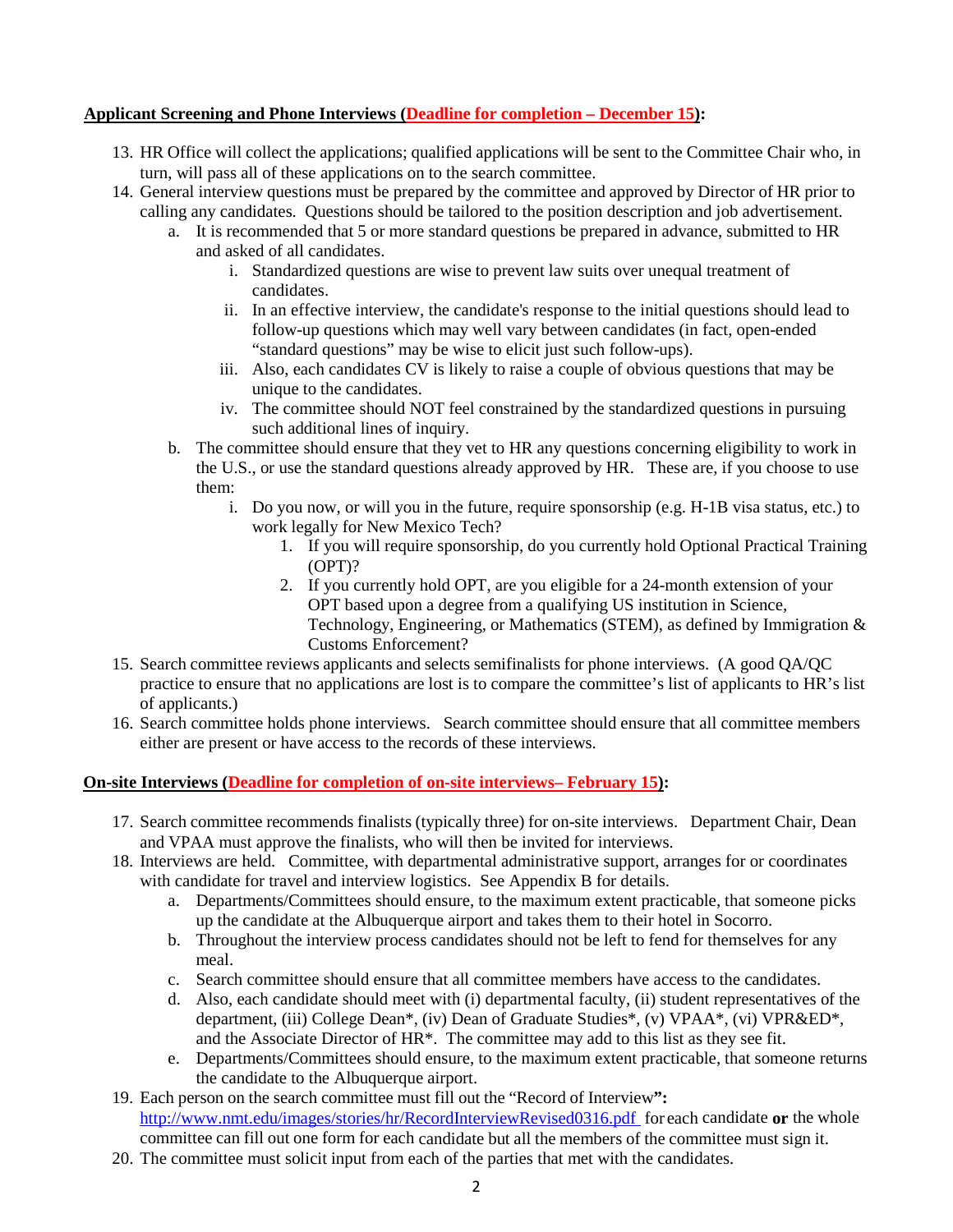**Applicant Screening and Phone Interviews (Deadline for completion – December 15):**

13. HR Office will collect the applications; qualified applications will be sent to the Committee Chair who, in turn, will pass all of these applications on to the search committee.
14. General interview questions must be prepared by the committee and approved by Director of HR prior to calling any candidates. Questions should be tailored to the position description and job advertisement.
    a. It is recommended that 5 or more standard questions be prepared in advance, submitted to HR and asked of all candidates.
        i. Standardized questions are wise to prevent law suits over unequal treatment of candidates.
        ii. In an effective interview, the candidate's response to the initial questions should lead to follow-up questions which may well vary between candidates (in fact, open-ended "standard questions" may be wise to elicit just such follow-ups).
        iii. Also, each candidates CV is likely to raise a couple of obvious questions that may be unique to the candidates.
        iv. The committee should NOT feel constrained by the standardized questions in pursuing such additional lines of inquiry.
    b. The committee should ensure that they vet to HR any questions concerning eligibility to work in the U.S., or use the standard questions already approved by HR. These are, if you choose to use them:
        i. Do you now, or will you in the future, require sponsorship (e.g. H-1B visa status, etc.) to work legally for New Mexico Tech?
            1. If you will require sponsorship, do you currently hold Optional Practical Training (OPT)?
            2. If you currently hold OPT, are you eligible for a 24-month extension of your OPT based upon a degree from a qualifying US institution in Science, Technology, Engineering, or Mathematics (STEM), as defined by Immigration & Customs Enforcement?
15. Search committee reviews applicants and selects semifinalists for phone interviews. (A good QA/QC practice to ensure that no applications are lost is to compare the committee's list of applicants to HR's list of applicants.)
16. Search committee holds phone interviews. Search committee should ensure that all committee members either are present or have access to the records of these interviews.

**On-site Interviews (Deadline for completion of on-site interviews– February 15):**

17. Search committee recommends finalists (typically three) for on-site interviews. Department Chair, Dean and VPAA must approve the finalists, who will then be invited for interviews.
18. Interviews are held. Committee, with departmental administrative support, arranges for or coordinates with candidate for travel and interview logistics. See Appendix B for details.
    a. Departments/Committees should ensure, to the maximum extent practicable, that someone picks up the candidate at the Albuquerque airport and takes them to their hotel in Socorro.
    b. Throughout the interview process candidates should not be left to fend for themselves for any meal.
    c. Search committee should ensure that all committee members have access to the candidates.
    d. Also, each candidate should meet with (i) departmental faculty, (ii) student representatives of the department, (iii) College Dean*, (iv) Dean of Graduate Studies*, (v) VPAA*, (vi) VPR&ED*, and the Associate Director of HR*. The committee may add to this list as they see fit.
    e. Departments/Committees should ensure, to the maximum extent practicable, that someone returns the candidate to the Albuquerque airport.
19. Each person on the search committee must fill out the "Record of Interview**":** http://www.nmt.edu/images/stories/hr/RecordInterviewRevised0316.pdf for each candidate **or** the whole committee can fill out one form for each candidate but all the members of the committee must sign it.
20. The committee must solicit input from each of the parties that met with the candidates.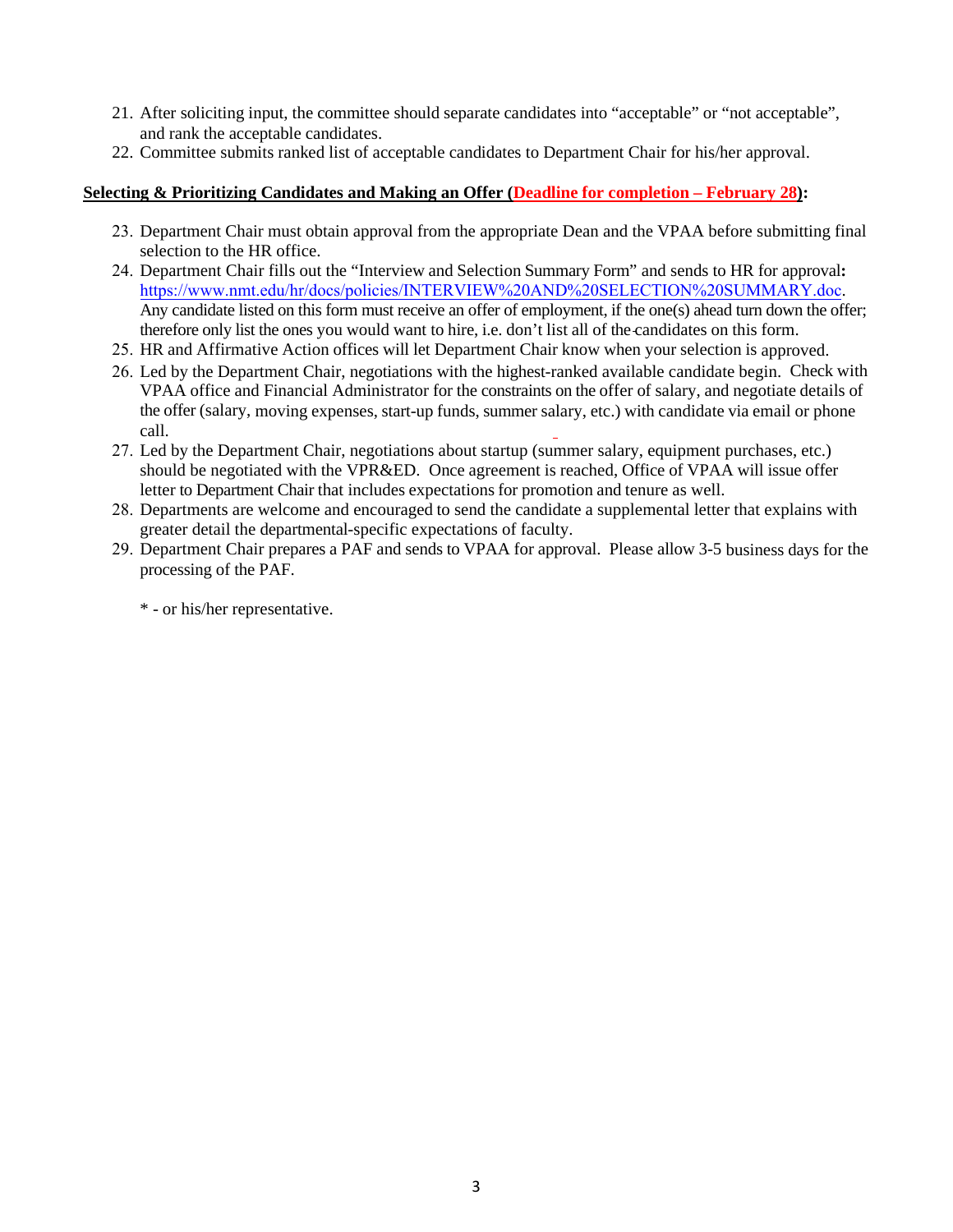21. After soliciting input, the committee should separate candidates into "acceptable" or "not acceptable", and rank the acceptable candidates.
22. Committee submits ranked list of acceptable candidates to Department Chair for his/her approval.

**Selecting & Prioritizing Candidates and Making an Offer (Deadline for completion – February 28):**

23. Department Chair must obtain approval from the appropriate Dean and the VPAA before submitting final selection to the HR office.
24. Department Chair fills out the "Interview and Selection Summary Form" and sends to HR for approval**:** https://www.nmt.edu/hr/docs/policies/INTERVIEW%20AND%20SELECTION%20SUMMARY.doc. Any candidate listed on this form must receive an offer of employment, if the one(s) ahead turn down the offer; therefore only list the ones you would want to hire, i.e. don't list all of the candidates on this form.
25. HR and Affirmative Action offices will let Department Chair know when your selection is approved.
26. Led by the Department Chair, negotiations with the highest-ranked available candidate begin. Check with VPAA office and Financial Administrator for the constraints on the offer of salary, and negotiate details of the offer (salary, moving expenses, start-up funds, summer salary, etc.) with candidate via email or phone call.
27. Led by the Department Chair, negotiations about startup (summer salary, equipment purchases, etc.) should be negotiated with the VPR&ED. Once agreement is reached, Office of VPAA will issue offer letter to Department Chair that includes expectations for promotion and tenure as well.
28. Departments are welcome and encouraged to send the candidate a supplemental letter that explains with greater detail the departmental-specific expectations of faculty.
29. Department Chair prepares a PAF and sends to VPAA for approval. Please allow 3-5 business days for the processing of the PAF.

\* - or his/her representative.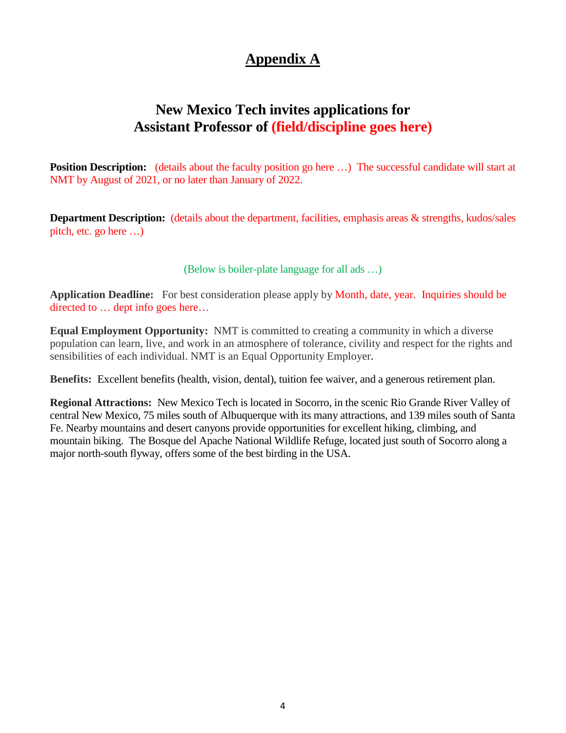# Appendix A

## New Mexico Tech invites applications for Assistant Professor of (field/discipline goes here)

**Position Description:** (details about the faculty position go here …) The successful candidate will start at NMT by August of 2021, or no later than January of 2022.

**Department Description:** (details about the department, facilities, emphasis areas & strengths, kudos/sales pitch, etc. go here …)

(Below is boiler-plate language for all ads …)

**Application Deadline:** For best consideration please apply by Month, date, year. Inquiries should be directed to … dept info goes here…

**Equal Employment Opportunity:** NMT is committed to creating a community in which a diverse population can learn, live, and work in an atmosphere of tolerance, civility and respect for the rights and sensibilities of each individual. NMT is an Equal Opportunity Employer.

**Benefits:** Excellent benefits (health, vision, dental), tuition fee waiver, and a generous retirement plan.

**Regional Attractions:** New Mexico Tech is located in Socorro, in the scenic Rio Grande River Valley of central New Mexico, 75 miles south of Albuquerque with its many attractions, and 139 miles south of Santa Fe. Nearby mountains and desert canyons provide opportunities for excellent hiking, climbing, and mountain biking. The Bosque del Apache National Wildlife Refuge, located just south of Socorro along a major north-south flyway, offers some of the best birding in the USA.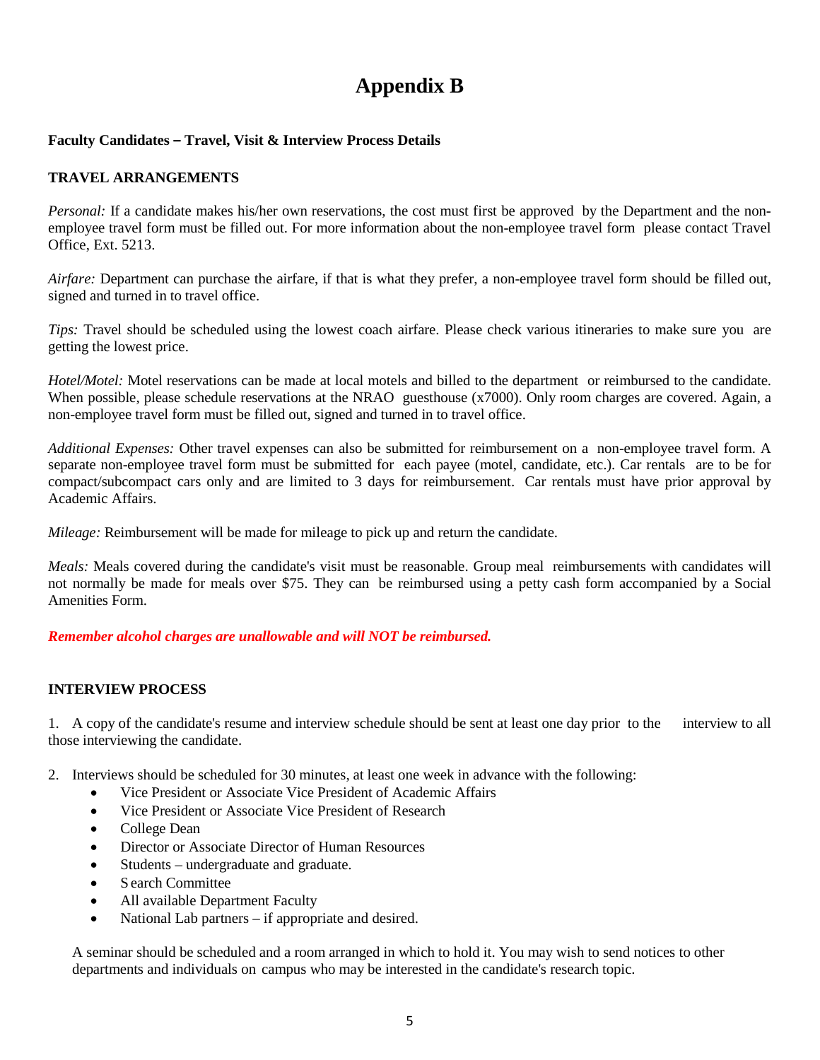# Appendix B

**Faculty Candidates – Travel, Visit & Interview Process Details**

**TRAVEL ARRANGEMENTS**

*Personal:* If a candidate makes his/her own reservations, the cost must first be approved by the Department and the non-employee travel form must be filled out. For more information about the non-employee travel form please contact Travel Office, Ext. 5213.

*Airfare:* Department can purchase the airfare, if that is what they prefer, a non-employee travel form should be filled out, signed and turned in to travel office.

*Tips:* Travel should be scheduled using the lowest coach airfare. Please check various itineraries to make sure you are getting the lowest price.

*Hotel/Motel:* Motel reservations can be made at local motels and billed to the department or reimbursed to the candidate. When possible, please schedule reservations at the NRAO guesthouse (x7000). Only room charges are covered. Again, a non-employee travel form must be filled out, signed and turned in to travel office.

*Additional Expenses:* Other travel expenses can also be submitted for reimbursement on a non-employee travel form. A separate non-employee travel form must be submitted for each payee (motel, candidate, etc.). Car rentals are to be for compact/subcompact cars only and are limited to 3 days for reimbursement. Car rentals must have prior approval by Academic Affairs.

*Mileage:* Reimbursement will be made for mileage to pick up and return the candidate.

*Meals:* Meals covered during the candidate's visit must be reasonable. Group meal reimbursements with candidates will not normally be made for meals over $75. They can be reimbursed using a petty cash form accompanied by a Social Amenities Form.

***Remember alcohol charges are unallowable and will NOT be reimbursed.***

**INTERVIEW PROCESS**

1. A copy of the candidate's resume and interview schedule should be sent at least one day prior to the interview to all those interviewing the candidate.

2. Interviews should be scheduled for 30 minutes, at least one week in advance with the following:
   - Vice President or Associate Vice President of Academic Affairs
   - Vice President or Associate Vice President of Research
   - College Dean
   - Director or Associate Director of Human Resources
   - Students – undergraduate and graduate.
   - Search Committee
   - All available Department Faculty
   - National Lab partners – if appropriate and desired.

   A seminar should be scheduled and a room arranged in which to hold it. You may wish to send notices to other departments and individuals on campus who may be interested in the candidate's research topic.